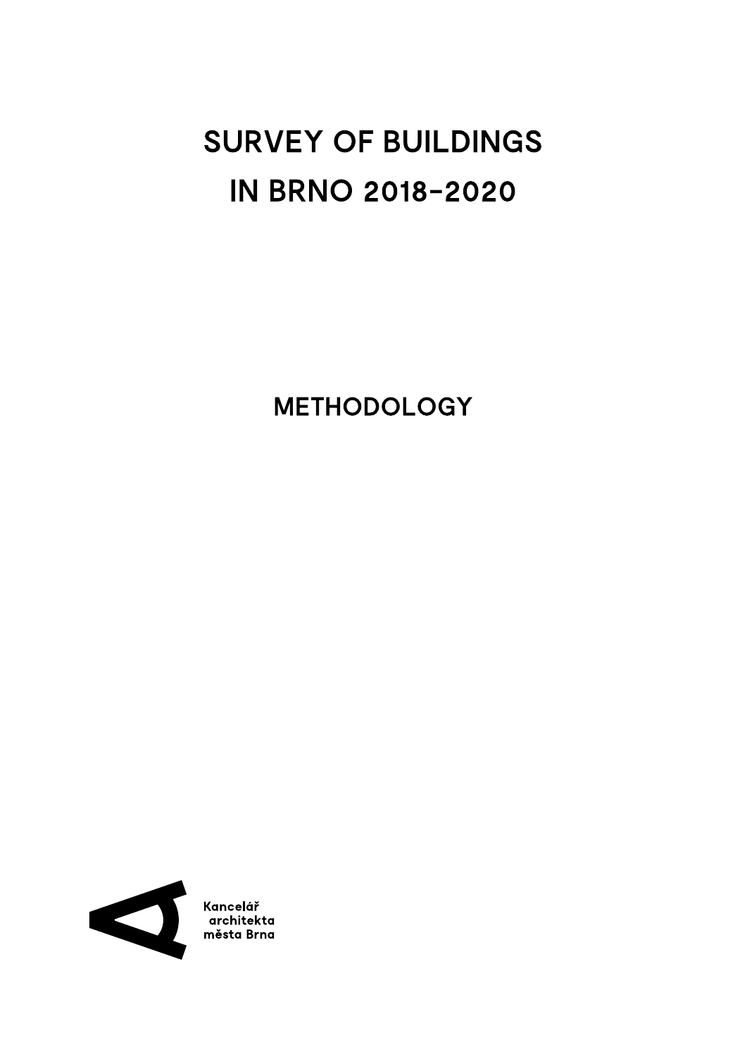# SURVEY OF BUILDINGS IN BRNO 2018–2020

## METHODOLOGY

Kancelář architekta města Brna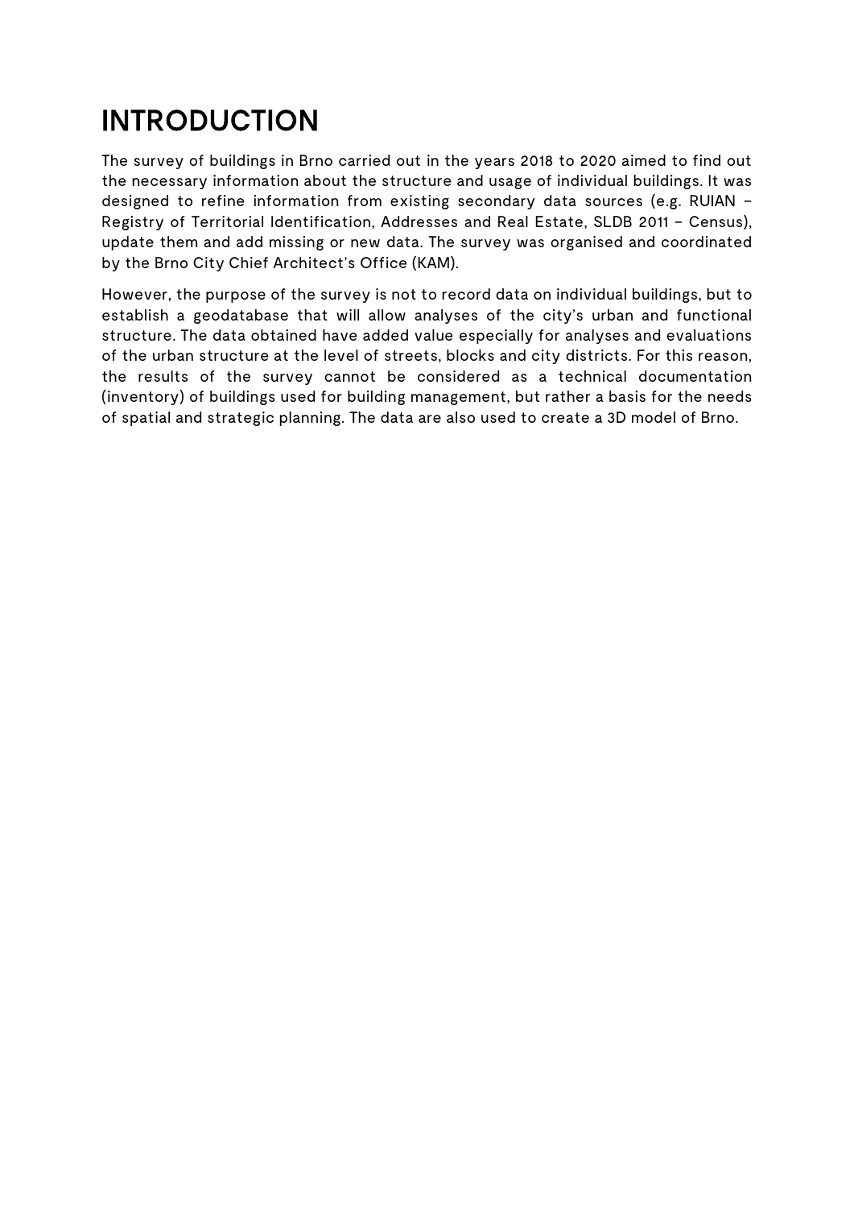# INTRODUCTION

The survey of buildings in Brno carried out in the years 2018 to 2020 aimed to find out the necessary information about the structure and usage of individual buildings. It was designed to refine information from existing secondary data sources (e.g. RUIAN – Registry of Territorial Identification, Addresses and Real Estate, SLDB 2011 – Census), update them and add missing or new data. The survey was organised and coordinated by the Brno City Chief Architect's Office (KAM).

However, the purpose of the survey is not to record data on individual buildings, but to establish a geodatabase that will allow analyses of the city's urban and functional structure. The data obtained have added value especially for analyses and evaluations of the urban structure at the level of streets, blocks and city districts. For this reason, the results of the survey cannot be considered as a technical documentation (inventory) of buildings used for building management, but rather a basis for the needs of spatial and strategic planning. The data are also used to create a 3D model of Brno.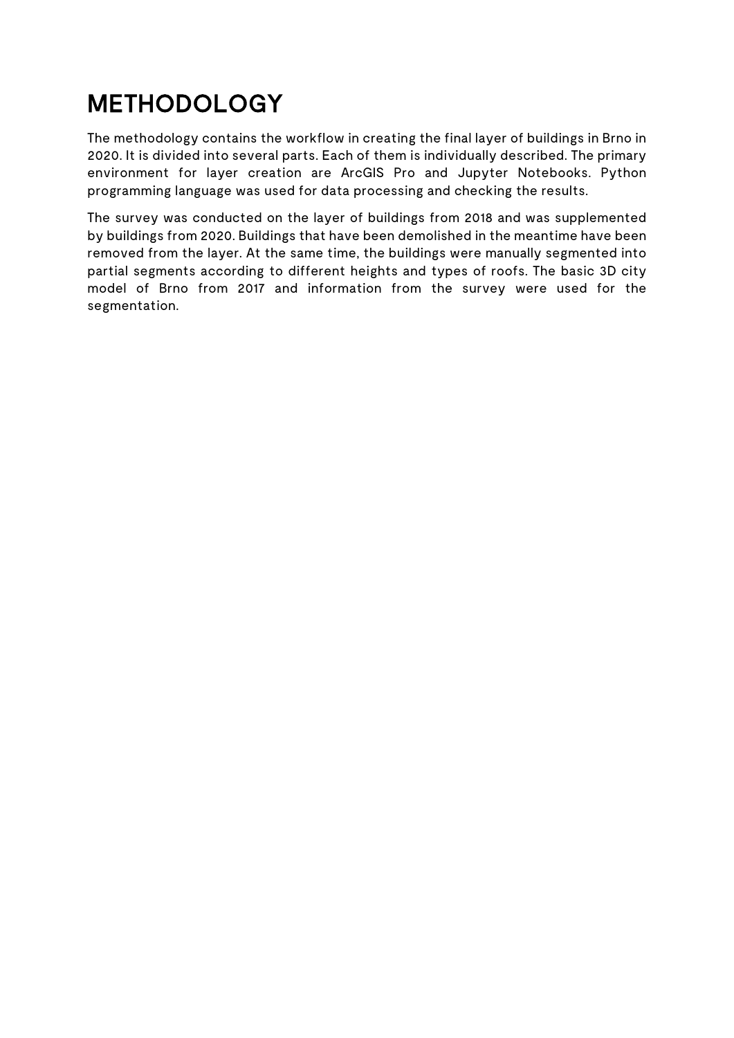# METHODOLOGY

The methodology contains the workflow in creating the final layer of buildings in Brno in 2020. It is divided into several parts. Each of them is individually described. The primary environment for layer creation are ArcGIS Pro and Jupyter Notebooks. Python programming language was used for data processing and checking the results.

The survey was conducted on the layer of buildings from 2018 and was supplemented by buildings from 2020. Buildings that have been demolished in the meantime have been removed from the layer. At the same time, the buildings were manually segmented into partial segments according to different heights and types of roofs. The basic 3D city model of Brno from 2017 and information from the survey were used for the segmentation.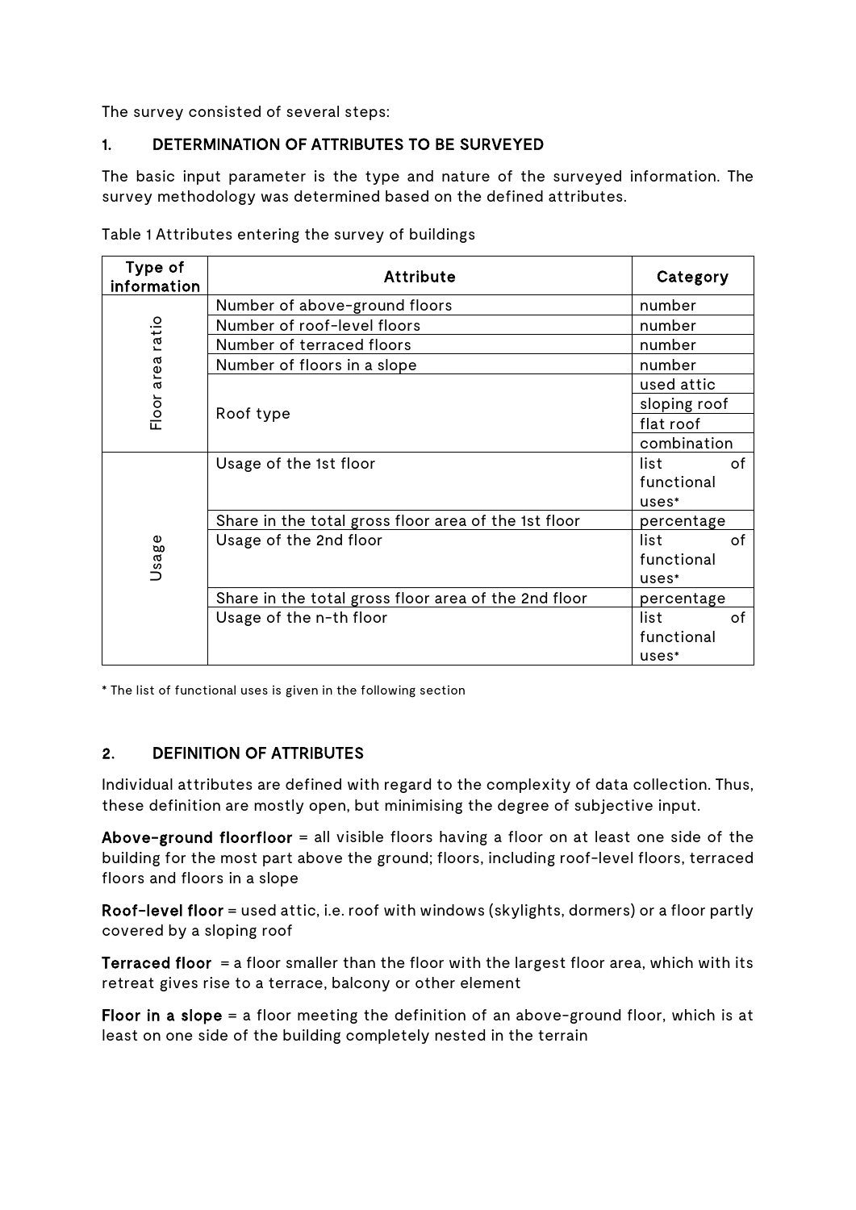The survey consisted of several steps:

## 1. DETERMINATION OF ATTRIBUTES TO BE SURVEYED

The basic input parameter is the type and nature of the surveyed information. The survey methodology was determined based on the defined attributes.

Table 1 Attributes entering the survey of buildings

| Type of information | Attribute | Category |
|---|---|---|
| Floor area ratio | Number of above-ground floors | number |
| | Number of roof-level floors | number |
| | Number of terraced floors | number |
| | Number of floors in a slope | number |
| | Roof type | used attic |
| | | sloping roof |
| | | flat roof |
| | | combination |
| Usage | Usage of the 1st floor | list of functional uses* |
| | Share in the total gross floor area of the 1st floor | percentage |
| | Usage of the 2nd floor | list of functional uses* |
| | Share in the total gross floor area of the 2nd floor | percentage |
| | Usage of the n-th floor | list of functional uses* |

\* The list of functional uses is given in the following section

## 2. DEFINITION OF ATTRIBUTES

Individual attributes are defined with regard to the complexity of data collection. Thus, these definition are mostly open, but minimising the degree of subjective input.

**Above-ground floorfloor** = all visible floors having a floor on at least one side of the building for the most part above the ground; floors, including roof-level floors, terraced floors and floors in a slope

**Roof-level floor** = used attic, i.e. roof with windows (skylights, dormers) or a floor partly covered by a sloping roof

**Terraced floor** = a floor smaller than the floor with the largest floor area, which with its retreat gives rise to a terrace, balcony or other element

**Floor in a slope** = a floor meeting the definition of an above-ground floor, which is at least on one side of the building completely nested in the terrain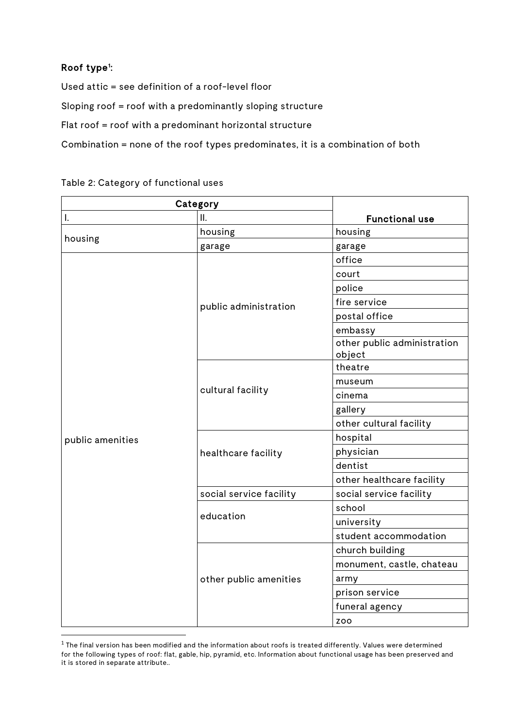**Roof type[1]:**

Used attic = see definition of a roof-level floor

Sloping roof = roof with a predominantly sloping structure

Flat roof = roof with a predominant horizontal structure

Combination = none of the roof types predominates, it is a combination of both

Table 2: Category of functional uses

| Category | | Functional use |
|---|---|---|
| I. | II. | |
| housing | housing | housing |
| | garage | garage |
| public amenities | public administration | office |
| | | court |
| | | police |
| | | fire service |
| | | postal office |
| | | embassy |
| | | other public administration object |
| | cultural facility | theatre |
| | | museum |
| | | cinema |
| | | gallery |
| | | other cultural facility |
| | healthcare facility | hospital |
| | | physician |
| | | dentist |
| | | other healthcare facility |
| | social service facility | social service facility |
| | education | school |
| | | university |
| | | student accommodation |
| | other public amenities | church building |
| | | monument, castle, chateau |
| | | army |
| | | prison service |
| | | funeral agency |
| | | zoo |

[1] The final version has been modified and the information about roofs is treated differently. Values were determined for the following types of roof: flat, gable, hip, pyramid, etc. Information about functional usage has been preserved and it is stored in separate attribute..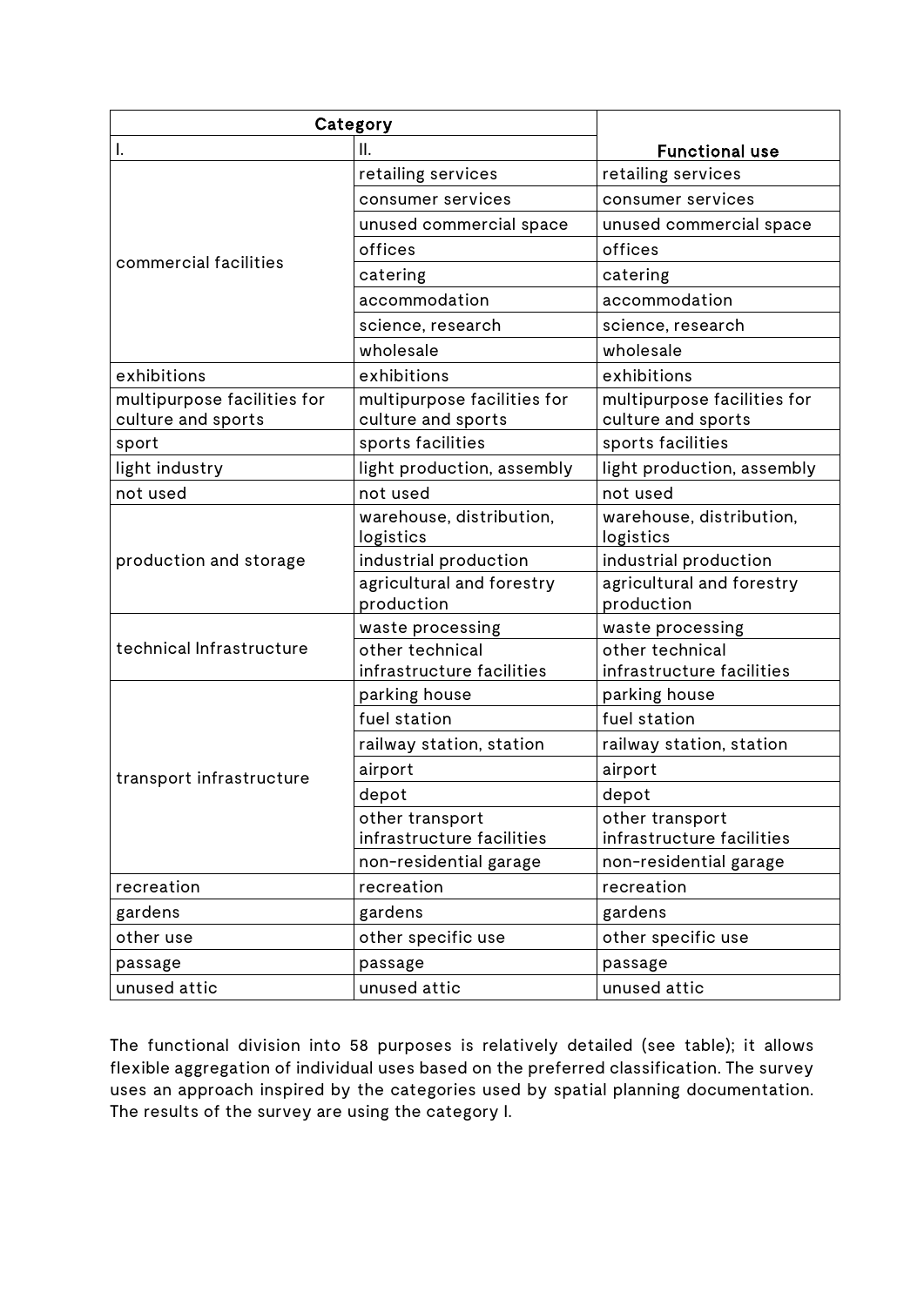| Category | | Functional use |
|---|---|---|
| I. | II. | |
| commercial facilities | retailing services | retailing services |
| | consumer services | consumer services |
| | unused commercial space | unused commercial space |
| | offices | offices |
| | catering | catering |
| | accommodation | accommodation |
| | science, research | science, research |
| | wholesale | wholesale |
| exhibitions | exhibitions | exhibitions |
| multipurpose facilities for culture and sports | multipurpose facilities for culture and sports | multipurpose facilities for culture and sports |
| sport | sports facilities | sports facilities |
| light industry | light production, assembly | light production, assembly |
| not used | not used | not used |
| production and storage | warehouse, distribution, logistics | warehouse, distribution, logistics |
| | industrial production | industrial production |
| | agricultural and forestry production | agricultural and forestry production |
| technical Infrastructure | waste processing | waste processing |
| | other technical infrastructure facilities | other technical infrastructure facilities |
| transport infrastructure | parking house | parking house |
| | fuel station | fuel station |
| | railway station, station | railway station, station |
| | airport | airport |
| | depot | depot |
| | other transport infrastructure facilities | other transport infrastructure facilities |
| | non-residential garage | non-residential garage |
| recreation | recreation | recreation |
| gardens | gardens | gardens |
| other use | other specific use | other specific use |
| passage | passage | passage |
| unused attic | unused attic | unused attic |

The functional division into 58 purposes is relatively detailed (see table); it allows flexible aggregation of individual uses based on the preferred classification. The survey uses an approach inspired by the categories used by spatial planning documentation. The results of the survey are using the category I.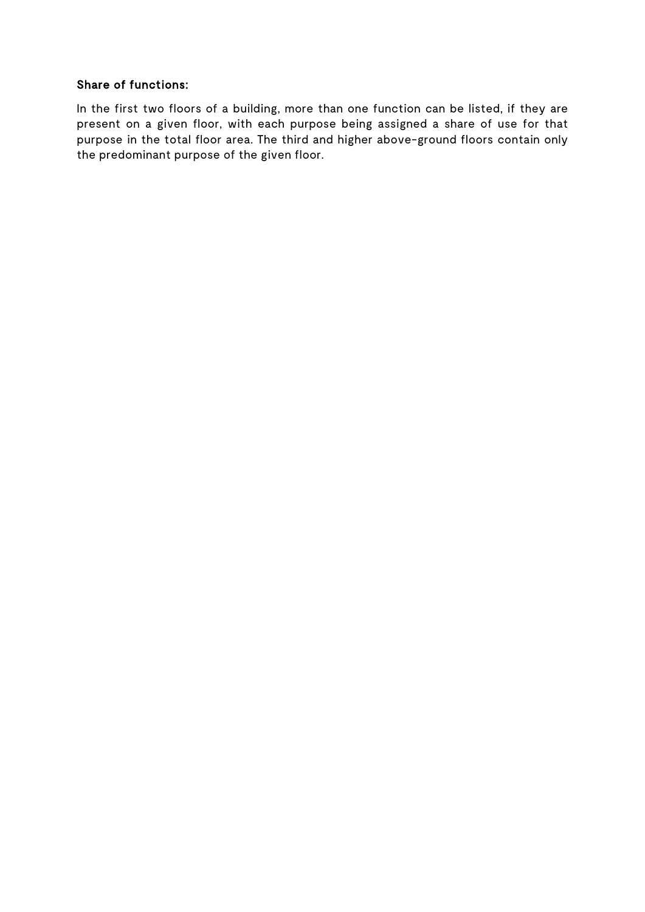**Share of functions:**

In the first two floors of a building, more than one function can be listed, if they are present on a given floor, with each purpose being assigned a share of use for that purpose in the total floor area. The third and higher above-ground floors contain only the predominant purpose of the given floor.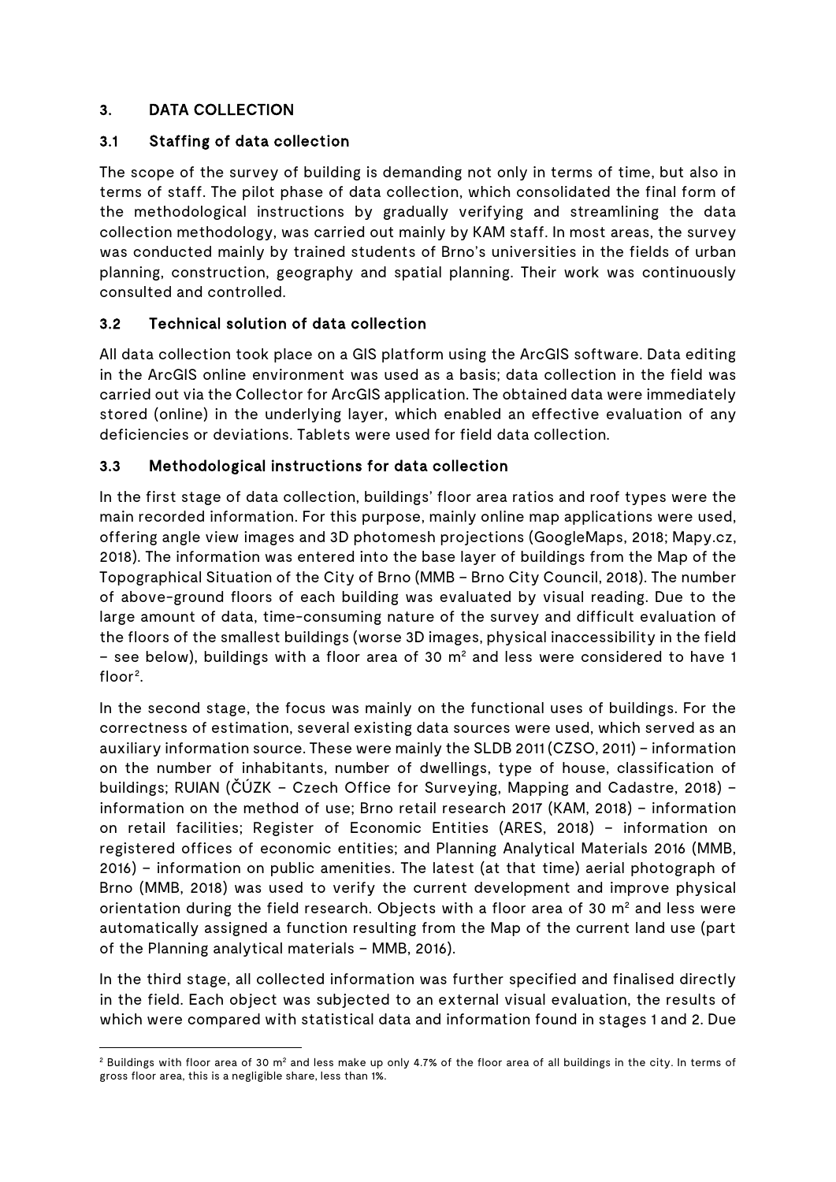## 3. DATA COLLECTION

### 3.1 Staffing of data collection

The scope of the survey of building is demanding not only in terms of time, but also in terms of staff. The pilot phase of data collection, which consolidated the final form of the methodological instructions by gradually verifying and streamlining the data collection methodology, was carried out mainly by KAM staff. In most areas, the survey was conducted mainly by trained students of Brno's universities in the fields of urban planning, construction, geography and spatial planning. Their work was continuously consulted and controlled.

### 3.2 Technical solution of data collection

All data collection took place on a GIS platform using the ArcGIS software. Data editing in the ArcGIS online environment was used as a basis; data collection in the field was carried out via the Collector for ArcGIS application. The obtained data were immediately stored (online) in the underlying layer, which enabled an effective evaluation of any deficiencies or deviations. Tablets were used for field data collection.

### 3.3 Methodological instructions for data collection

In the first stage of data collection, buildings' floor area ratios and roof types were the main recorded information. For this purpose, mainly online map applications were used, offering angle view images and 3D photomesh projections (GoogleMaps, 2018; Mapy.cz, 2018). The information was entered into the base layer of buildings from the Map of the Topographical Situation of the City of Brno (MMB – Brno City Council, 2018). The number of above-ground floors of each building was evaluated by visual reading. Due to the large amount of data, time-consuming nature of the survey and difficult evaluation of the floors of the smallest buildings (worse 3D images, physical inaccessibility in the field – see below), buildings with a floor area of 30 m² and less were considered to have 1 floor[2].

In the second stage, the focus was mainly on the functional uses of buildings. For the correctness of estimation, several existing data sources were used, which served as an auxiliary information source. These were mainly the SLDB 2011 (CZSO, 2011) – information on the number of inhabitants, number of dwellings, type of house, classification of buildings; RUIAN (ČÚZK – Czech Office for Surveying, Mapping and Cadastre, 2018) – information on the method of use; Brno retail research 2017 (KAM, 2018) – information on retail facilities; Register of Economic Entities (ARES, 2018) – information on registered offices of economic entities; and Planning Analytical Materials 2016 (MMB, 2016) – information on public amenities. The latest (at that time) aerial photograph of Brno (MMB, 2018) was used to verify the current development and improve physical orientation during the field research. Objects with a floor area of 30 m² and less were automatically assigned a function resulting from the Map of the current land use (part of the Planning analytical materials – MMB, 2016).

In the third stage, all collected information was further specified and finalised directly in the field. Each object was subjected to an external visual evaluation, the results of which were compared with statistical data and information found in stages 1 and 2. Due

[2] Buildings with floor area of 30 m² and less make up only 4.7% of the floor area of all buildings in the city. In terms of gross floor area, this is a negligible share, less than 1%.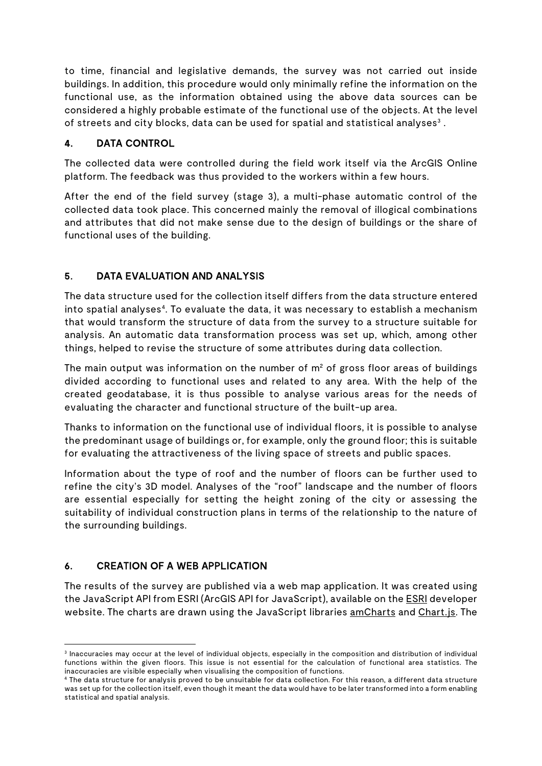to time, financial and legislative demands, the survey was not carried out inside buildings. In addition, this procedure would only minimally refine the information on the functional use, as the information obtained using the above data sources can be considered a highly probable estimate of the functional use of the objects. At the level of streets and city blocks, data can be used for spatial and statistical analyses[3] .

## 4. DATA CONTROL

The collected data were controlled during the field work itself via the ArcGIS Online platform. The feedback was thus provided to the workers within a few hours.

After the end of the field survey (stage 3), a multi-phase automatic control of the collected data took place. This concerned mainly the removal of illogical combinations and attributes that did not make sense due to the design of buildings or the share of functional uses of the building.

## 5. DATA EVALUATION AND ANALYSIS

The data structure used for the collection itself differs from the data structure entered into spatial analyses[4]. To evaluate the data, it was necessary to establish a mechanism that would transform the structure of data from the survey to a structure suitable for analysis. An automatic data transformation process was set up, which, among other things, helped to revise the structure of some attributes during data collection.

The main output was information on the number of $m^2$ of gross floor areas of buildings divided according to functional uses and related to any area. With the help of the created geodatabase, it is thus possible to analyse various areas for the needs of evaluating the character and functional structure of the built-up area.

Thanks to information on the functional use of individual floors, it is possible to analyse the predominant usage of buildings or, for example, only the ground floor; this is suitable for evaluating the attractiveness of the living space of streets and public spaces.

Information about the type of roof and the number of floors can be further used to refine the city's 3D model. Analyses of the "roof" landscape and the number of floors are essential especially for setting the height zoning of the city or assessing the suitability of individual construction plans in terms of the relationship to the nature of the surrounding buildings.

## 6. CREATION OF A WEB APPLICATION

The results of the survey are published via a web map application. It was created using the JavaScript API from ESRI (ArcGIS API for JavaScript), available on the ESRI developer website. The charts are drawn using the JavaScript libraries amCharts and Chart.js. The

---

[3] Inaccuracies may occur at the level of individual objects, especially in the composition and distribution of individual functions within the given floors. This issue is not essential for the calculation of functional area statistics. The inaccuracies are visible especially when visualising the composition of functions.

[4] The data structure for analysis proved to be unsuitable for data collection. For this reason, a different data structure was set up for the collection itself, even though it meant the data would have to be later transformed into a form enabling statistical and spatial analysis.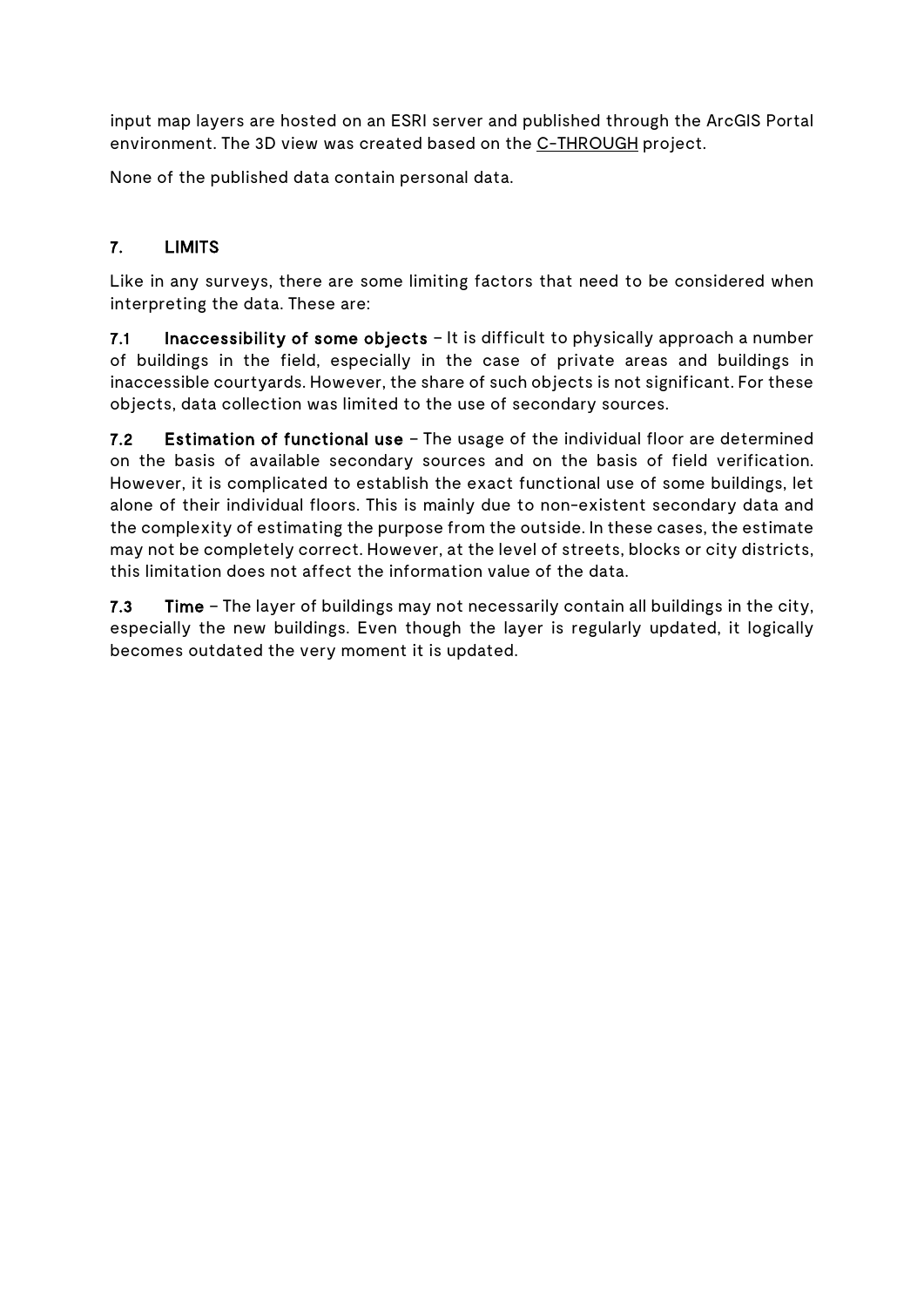input map layers are hosted on an ESRI server and published through the ArcGIS Portal environment. The 3D view was created based on the C-THROUGH project.

None of the published data contain personal data.

## 7. LIMITS

Like in any surveys, there are some limiting factors that need to be considered when interpreting the data. These are:

**7.1 Inaccessibility of some objects** – It is difficult to physically approach a number of buildings in the field, especially in the case of private areas and buildings in inaccessible courtyards. However, the share of such objects is not significant. For these objects, data collection was limited to the use of secondary sources.

**7.2 Estimation of functional use** – The usage of the individual floor are determined on the basis of available secondary sources and on the basis of field verification. However, it is complicated to establish the exact functional use of some buildings, let alone of their individual floors. This is mainly due to non-existent secondary data and the complexity of estimating the purpose from the outside. In these cases, the estimate may not be completely correct. However, at the level of streets, blocks or city districts, this limitation does not affect the information value of the data.

**7.3 Time** – The layer of buildings may not necessarily contain all buildings in the city, especially the new buildings. Even though the layer is regularly updated, it logically becomes outdated the very moment it is updated.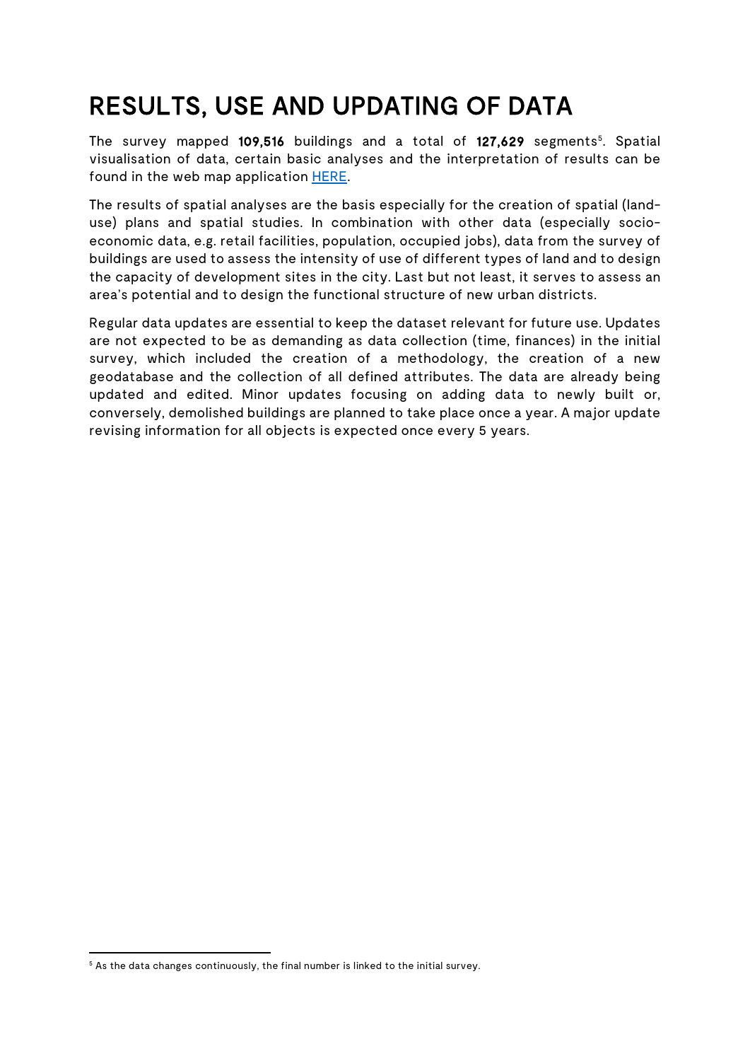# RESULTS, USE AND UPDATING OF DATA

The survey mapped **109,516** buildings and a total of **127,629** segments[5]. Spatial visualisation of data, certain basic analyses and the interpretation of results can be found in the web map application HERE.

The results of spatial analyses are the basis especially for the creation of spatial (land-use) plans and spatial studies. In combination with other data (especially socio-economic data, e.g. retail facilities, population, occupied jobs), data from the survey of buildings are used to assess the intensity of use of different types of land and to design the capacity of development sites in the city. Last but not least, it serves to assess an area's potential and to design the functional structure of new urban districts.

Regular data updates are essential to keep the dataset relevant for future use. Updates are not expected to be as demanding as data collection (time, finances) in the initial survey, which included the creation of a methodology, the creation of a new geodatabase and the collection of all defined attributes. The data are already being updated and edited. Minor updates focusing on adding data to newly built or, conversely, demolished buildings are planned to take place once a year. A major update revising information for all objects is expected once every 5 years.

[5] As the data changes continuously, the final number is linked to the initial survey.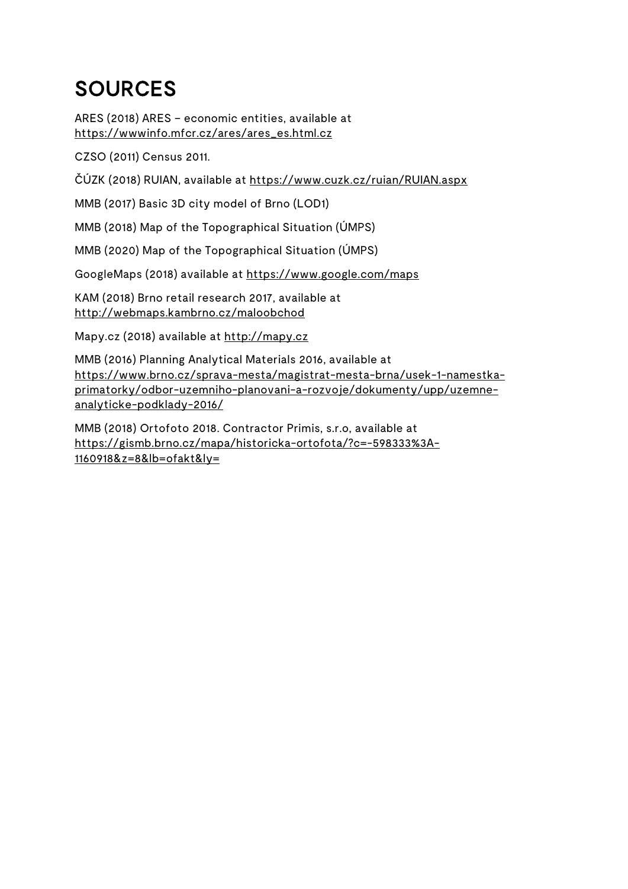# SOURCES

ARES (2018) ARES – economic entities, available at https://wwwinfo.mfcr.cz/ares/ares_es.html.cz

CZSO (2011) Census 2011.

ČÚZK (2018) RUIAN, available at https://www.cuzk.cz/ruian/RUIAN.aspx

MMB (2017) Basic 3D city model of Brno (LOD1)

MMB (2018) Map of the Topographical Situation (ÚMPS)

MMB (2020) Map of the Topographical Situation (ÚMPS)

GoogleMaps (2018) available at https://www.google.com/maps

KAM (2018) Brno retail research 2017, available at http://webmaps.kambrno.cz/maloobchod

Mapy.cz (2018) available at http://mapy.cz

MMB (2016) Planning Analytical Materials 2016, available at https://www.brno.cz/sprava-mesta/magistrat-mesta-brna/usek-1-namestka-primatorky/odbor-uzemniho-planovani-a-rozvoje/dokumenty/upp/uzemne-analyticke-podklady-2016/

MMB (2018) Ortofoto 2018. Contractor Primis, s.r.o, available at https://gismb.brno.cz/mapa/historicka-ortofota/?c=-598333%3A-1160918&z=8&lb=ofakt&ly=